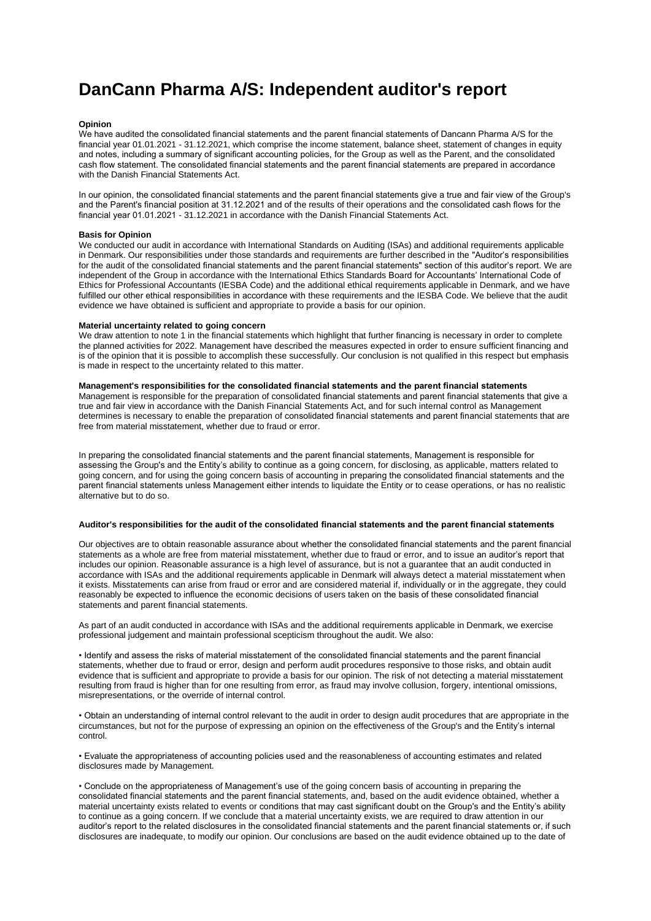# DanCann Pharma A/S: Independent auditor's report

**Opinion**

We have audited the consolidated financial statements and the parent financial statements of Dancann Pharma A/S for the financial year 01.01.2021 - 31.12.2021, which comprise the income statement, balance sheet, statement of changes in equity and notes, including a summary of significant accounting policies, for the Group as well as the Parent, and the consolidated cash flow statement. The consolidated financial statements and the parent financial statements are prepared in accordance with the Danish Financial Statements Act.

In our opinion, the consolidated financial statements and the parent financial statements give a true and fair view of the Group's and the Parent's financial position at 31.12.2021 and of the results of their operations and the consolidated cash flows for the financial year 01.01.2021 - 31.12.2021 in accordance with the Danish Financial Statements Act.

**Basis for Opinion**

We conducted our audit in accordance with International Standards on Auditing (ISAs) and additional requirements applicable in Denmark. Our responsibilities under those standards and requirements are further described in the "Auditor's responsibilities for the audit of the consolidated financial statements and the parent financial statements" section of this auditor's report. We are independent of the Group in accordance with the International Ethics Standards Board for Accountants' International Code of Ethics for Professional Accountants (IESBA Code) and the additional ethical requirements applicable in Denmark, and we have fulfilled our other ethical responsibilities in accordance with these requirements and the IESBA Code. We believe that the audit evidence we have obtained is sufficient and appropriate to provide a basis for our opinion.

**Material uncertainty related to going concern**

We draw attention to note 1 in the financial statements which highlight that further financing is necessary in order to complete the planned activities for 2022. Management have described the measures expected in order to ensure sufficient financing and is of the opinion that it is possible to accomplish these successfully. Our conclusion is not qualified in this respect but emphasis is made in respect to the uncertainty related to this matter.

**Management's responsibilities for the consolidated financial statements and the parent financial statements**

Management is responsible for the preparation of consolidated financial statements and parent financial statements that give a true and fair view in accordance with the Danish Financial Statements Act, and for such internal control as Management determines is necessary to enable the preparation of consolidated financial statements and parent financial statements that are free from material misstatement, whether due to fraud or error.

In preparing the consolidated financial statements and the parent financial statements, Management is responsible for assessing the Group's and the Entity's ability to continue as a going concern, for disclosing, as applicable, matters related to going concern, and for using the going concern basis of accounting in preparing the consolidated financial statements and the parent financial statements unless Management either intends to liquidate the Entity or to cease operations, or has no realistic alternative but to do so.

**Auditor's responsibilities for the audit of the consolidated financial statements and the parent financial statements**

Our objectives are to obtain reasonable assurance about whether the consolidated financial statements and the parent financial statements as a whole are free from material misstatement, whether due to fraud or error, and to issue an auditor's report that includes our opinion. Reasonable assurance is a high level of assurance, but is not a guarantee that an audit conducted in accordance with ISAs and the additional requirements applicable in Denmark will always detect a material misstatement when it exists. Misstatements can arise from fraud or error and are considered material if, individually or in the aggregate, they could reasonably be expected to influence the economic decisions of users taken on the basis of these consolidated financial statements and parent financial statements.

As part of an audit conducted in accordance with ISAs and the additional requirements applicable in Denmark, we exercise professional judgement and maintain professional scepticism throughout the audit. We also:

• Identify and assess the risks of material misstatement of the consolidated financial statements and the parent financial statements, whether due to fraud or error, design and perform audit procedures responsive to those risks, and obtain audit evidence that is sufficient and appropriate to provide a basis for our opinion. The risk of not detecting a material misstatement resulting from fraud is higher than for one resulting from error, as fraud may involve collusion, forgery, intentional omissions, misrepresentations, or the override of internal control.

• Obtain an understanding of internal control relevant to the audit in order to design audit procedures that are appropriate in the circumstances, but not for the purpose of expressing an opinion on the effectiveness of the Group's and the Entity's internal control.

• Evaluate the appropriateness of accounting policies used and the reasonableness of accounting estimates and related disclosures made by Management.

• Conclude on the appropriateness of Management's use of the going concern basis of accounting in preparing the consolidated financial statements and the parent financial statements, and, based on the audit evidence obtained, whether a material uncertainty exists related to events or conditions that may cast significant doubt on the Group's and the Entity's ability to continue as a going concern. If we conclude that a material uncertainty exists, we are required to draw attention in our auditor's report to the related disclosures in the consolidated financial statements and the parent financial statements or, if such disclosures are inadequate, to modify our opinion. Our conclusions are based on the audit evidence obtained up to the date of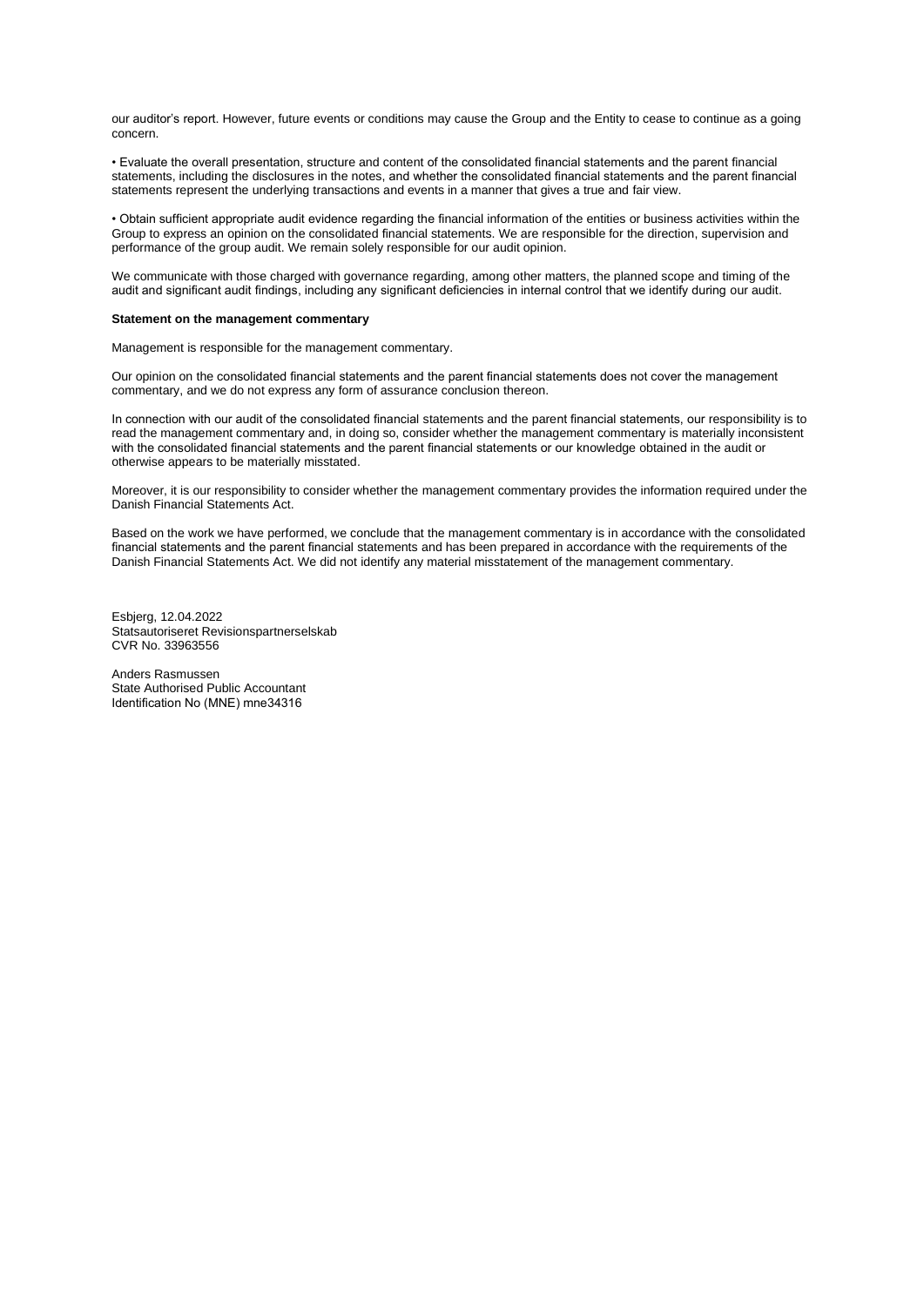our auditor's report. However, future events or conditions may cause the Group and the Entity to cease to continue as a going concern.

• Evaluate the overall presentation, structure and content of the consolidated financial statements and the parent financial statements, including the disclosures in the notes, and whether the consolidated financial statements and the parent financial statements represent the underlying transactions and events in a manner that gives a true and fair view.

• Obtain sufficient appropriate audit evidence regarding the financial information of the entities or business activities within the Group to express an opinion on the consolidated financial statements. We are responsible for the direction, supervision and performance of the group audit. We remain solely responsible for our audit opinion.

We communicate with those charged with governance regarding, among other matters, the planned scope and timing of the audit and significant audit findings, including any significant deficiencies in internal control that we identify during our audit.

**Statement on the management commentary**

Management is responsible for the management commentary.

Our opinion on the consolidated financial statements and the parent financial statements does not cover the management commentary, and we do not express any form of assurance conclusion thereon.

In connection with our audit of the consolidated financial statements and the parent financial statements, our responsibility is to read the management commentary and, in doing so, consider whether the management commentary is materially inconsistent with the consolidated financial statements and the parent financial statements or our knowledge obtained in the audit or otherwise appears to be materially misstated.

Moreover, it is our responsibility to consider whether the management commentary provides the information required under the Danish Financial Statements Act.

Based on the work we have performed, we conclude that the management commentary is in accordance with the consolidated financial statements and the parent financial statements and has been prepared in accordance with the requirements of the Danish Financial Statements Act. We did not identify any material misstatement of the management commentary.

Esbjerg, 12.04.2022
Statsautoriseret Revisionspartnerselskab
CVR No. 33963556

Anders Rasmussen
State Authorised Public Accountant
Identification No (MNE) mne34316